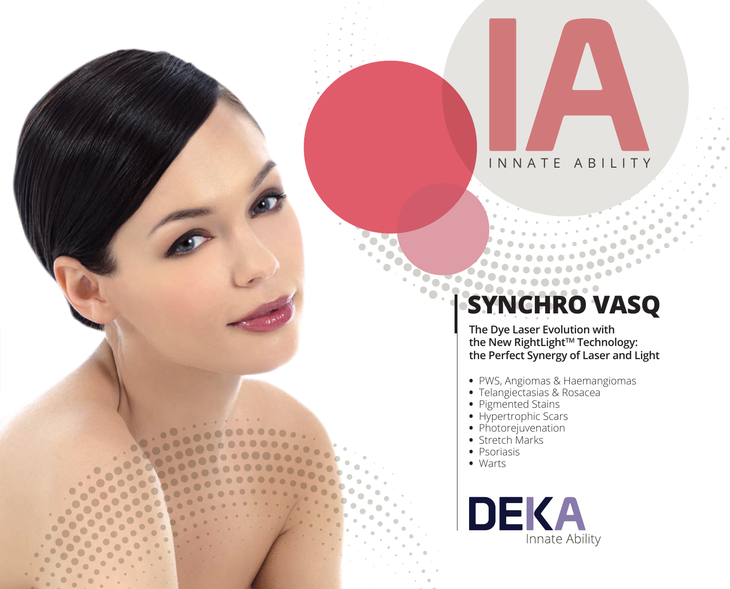IA

INNATE ABILITY

# SYNCHRO VASQ

**The Dye Laser Evolution with the New RightLight™ Technology: the Perfect Synergy of Laser and Light**

- PWS, Angiomas & Haemangiomas
- Telangiectasias & Rosacea
- Pigmented Stains
- Hypertrophic Scars
- Photorejuvenation
- Stretch Marks
- Psoriasis
- Warts

DEKA
Innate Ability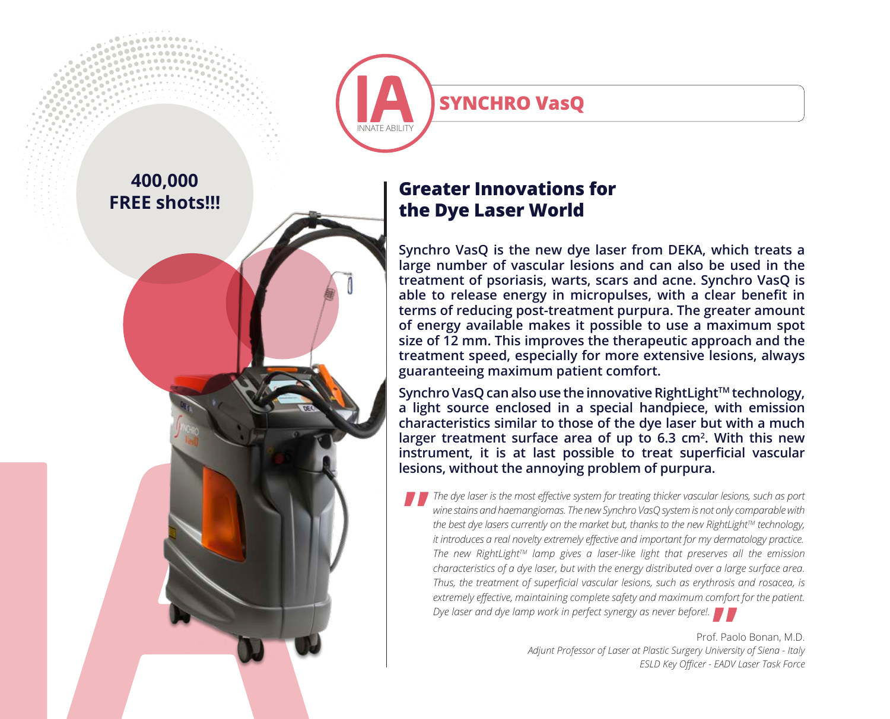IA INNATE ABILITY

## SYNCHRO VasQ

**400,000 FREE shots!!!**

# Greater Innovations for the Dye Laser World

**Synchro VasQ is the new dye laser from DEKA, which treats a large number of vascular lesions and can also be used in the treatment of psoriasis, warts, scars and acne. Synchro VasQ is able to release energy in micropulses, with a clear benefit in terms of reducing post-treatment purpura. The greater amount of energy available makes it possible to use a maximum spot size of 12 mm. This improves the therapeutic approach and the treatment speed, especially for more extensive lesions, always guaranteeing maximum patient comfort.**

**Synchro VasQ can also use the innovative RightLight™ technology, a light source enclosed in a special handpiece, with emission characteristics similar to those of the dye laser but with a much larger treatment surface area of up to 6.3 cm². With this new instrument, it is at last possible to treat superficial vascular lesions, without the annoying problem of purpura.**

> *The dye laser is the most effective system for treating thicker vascular lesions, such as port wine stains and haemangiomas. The new Synchro VasQ system is not only comparable with the best dye lasers currently on the market but, thanks to the new RightLight™ technology, it introduces a real novelty extremely effective and important for my dermatology practice. The new RightLight™ lamp gives a laser-like light that preserves all the emission characteristics of a dye laser, but with the energy distributed over a large surface area. Thus, the treatment of superficial vascular lesions, such as erythrosis and rosacea, is extremely effective, maintaining complete safety and maximum comfort for the patient. Dye laser and dye lamp work in perfect synergy as never before!.*

Prof. Paolo Bonan, M.D.
*Adjunt Professor of Laser at Plastic Surgery University of Siena - Italy*
*ESLD Key Officer - EADV Laser Task Force*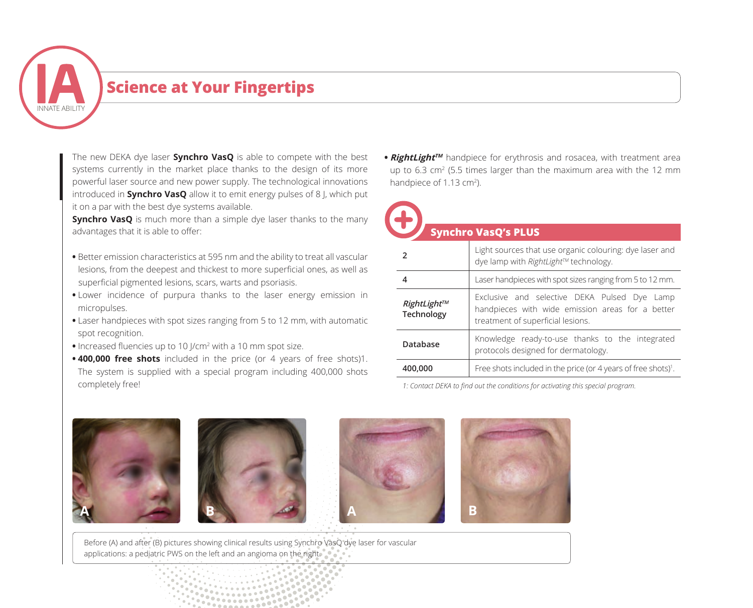# Science at Your Fingertips

The new DEKA dye laser **Synchro VasQ** is able to compete with the best systems currently in the market place thanks to the design of its more powerful laser source and new power supply. The technological innovations introduced in **Synchro VasQ** allow it to emit energy pulses of 8 J, which put it on a par with the best dye systems available.

**Synchro VasQ** is much more than a simple dye laser thanks to the many advantages that it is able to offer:

- Better emission characteristics at 595 nm and the ability to treat all vascular lesions, from the deepest and thickest to more superficial ones, as well as superficial pigmented lesions, scars, warts and psoriasis.
- Lower incidence of purpura thanks to the laser energy emission in micropulses.
- Laser handpieces with spot sizes ranging from 5 to 12 mm, with automatic spot recognition.
- Increased fluencies up to 10 J/cm$^2$ with a 10 mm spot size.
- **400,000 free shots** included in the price (or 4 years of free shots)1. The system is supplied with a special program including 400,000 shots completely free!
- ***RightLight™*** handpiece for erythrosis and rosacea, with treatment area up to 6.3 cm$^2$ (5.5 times larger than the maximum area with the 12 mm handpiece of 1.13 cm$^2$).

## Synchro VasQ's PLUS

| | |
|---|---|
| **2** | Light sources that use organic colouring: dye laser and dye lamp with *RightLight™* technology. |
| **4** | Laser handpieces with spot sizes ranging from 5 to 12 mm. |
| ***RightLight™* Technology** | Exclusive and selective DEKA Pulsed Dye Lamp handpieces with wide emission areas for a better treatment of superficial lesions. |
| **Database** | Knowledge ready-to-use thanks to the integrated protocols designed for dermatology. |
| **400,000** | Free shots included in the price (or 4 years of free shots)[1]. |

*1: Contact DEKA to find out the conditions for activating this special program.*

Before (A) and after (B) pictures showing clinical results using Synchro VasQ dye laser for vascular applications: a pediatric PWS on the left and an angioma on the right.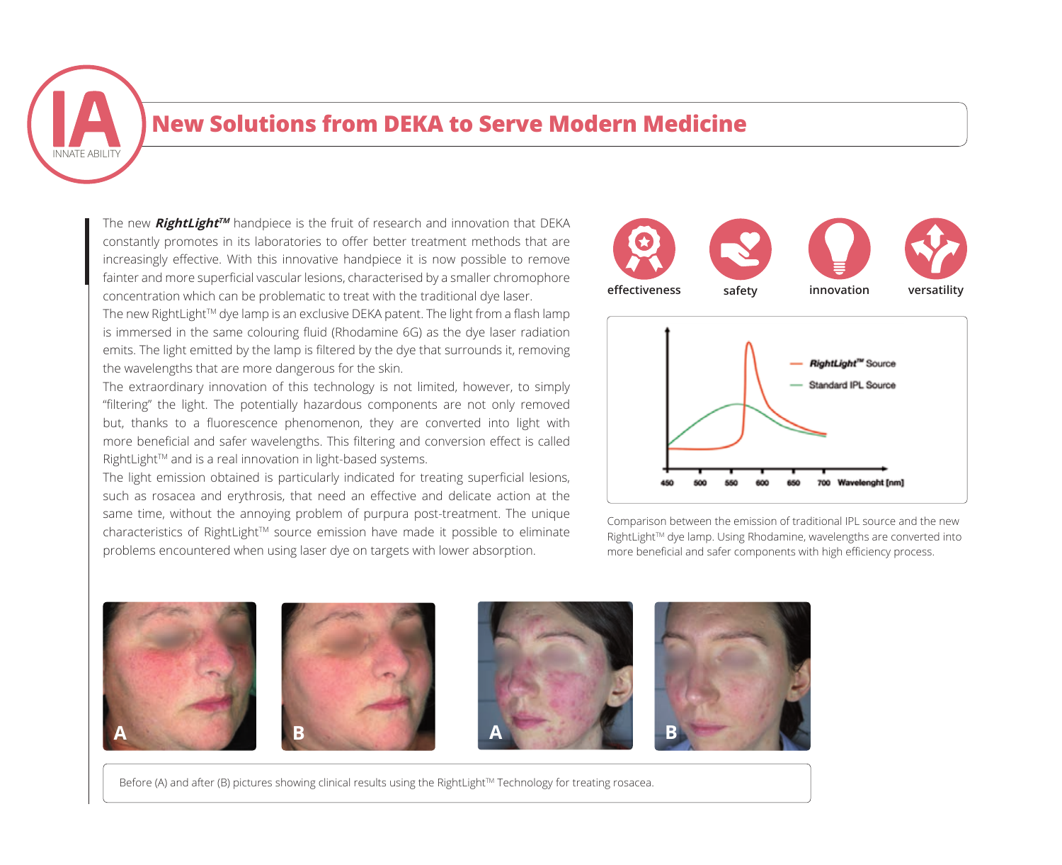## New Solutions from DEKA to Serve Modern Medicine

The new ***RightLight™*** handpiece is the fruit of research and innovation that DEKA constantly promotes in its laboratories to offer better treatment methods that are increasingly effective. With this innovative handpiece it is now possible to remove fainter and more superficial vascular lesions, characterised by a smaller chromophore concentration which can be problematic to treat with the traditional dye laser.

The new RightLight™ dye lamp is an exclusive DEKA patent. The light from a flash lamp is immersed in the same colouring fluid (Rhodamine 6G) as the dye laser radiation emits. The light emitted by the lamp is filtered by the dye that surrounds it, removing the wavelengths that are more dangerous for the skin.

The extraordinary innovation of this technology is not limited, however, to simply "filtering" the light. The potentially hazardous components are not only removed but, thanks to a fluorescence phenomenon, they are converted into light with more beneficial and safer wavelengths. This filtering and conversion effect is called RightLight™ and is a real innovation in light-based systems.

The light emission obtained is particularly indicated for treating superficial lesions, such as rosacea and erythrosis, that need an effective and delicate action at the same time, without the annoying problem of purpura post-treatment. The unique characteristics of RightLight™ source emission have made it possible to eliminate problems encountered when using laser dye on targets with lower absorption.

effectiveness | safety | innovation | versatility

Comparison between the emission of traditional IPL source and the new RightLight™ dye lamp. Using Rhodamine, wavelengths are converted into more beneficial and safer components with high efficiency process.

Before (A) and after (B) pictures showing clinical results using the RightLight™ Technology for treating rosacea.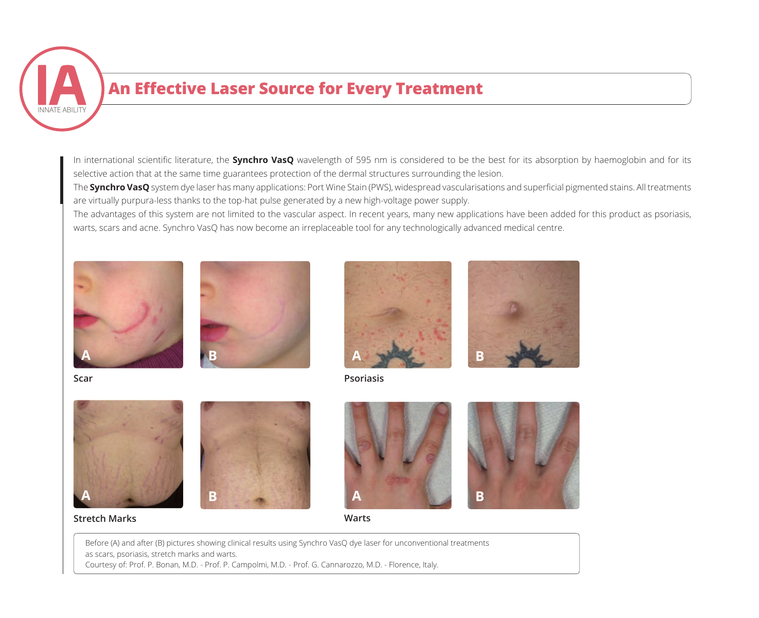## An Effective Laser Source for Every Treatment

In international scientific literature, the **Synchro VasQ** wavelength of 595 nm is considered to be the best for its absorption by haemoglobin and for its selective action that at the same time guarantees protection of the dermal structures surrounding the lesion.
The **Synchro VasQ** system dye laser has many applications: Port Wine Stain (PWS), widespread vascularisations and superficial pigmented stains. All treatments are virtually purpura-less thanks to the top-hat pulse generated by a new high-voltage power supply.
The advantages of this system are not limited to the vascular aspect. In recent years, many new applications have been added for this product as psoriasis, warts, scars and acne. Synchro VasQ has now become an irreplaceable tool for any technologically advanced medical centre.

**Scar**

**Psoriasis**

**Stretch Marks**

**Warts**

Before (A) and after (B) pictures showing clinical results using Synchro VasQ dye laser for unconventional treatments as scars, psoriasis, stretch marks and warts.
Courtesy of: Prof. P. Bonan, M.D. - Prof. P. Campolmi, M.D. - Prof. G. Cannarozzo, M.D. - Florence, Italy.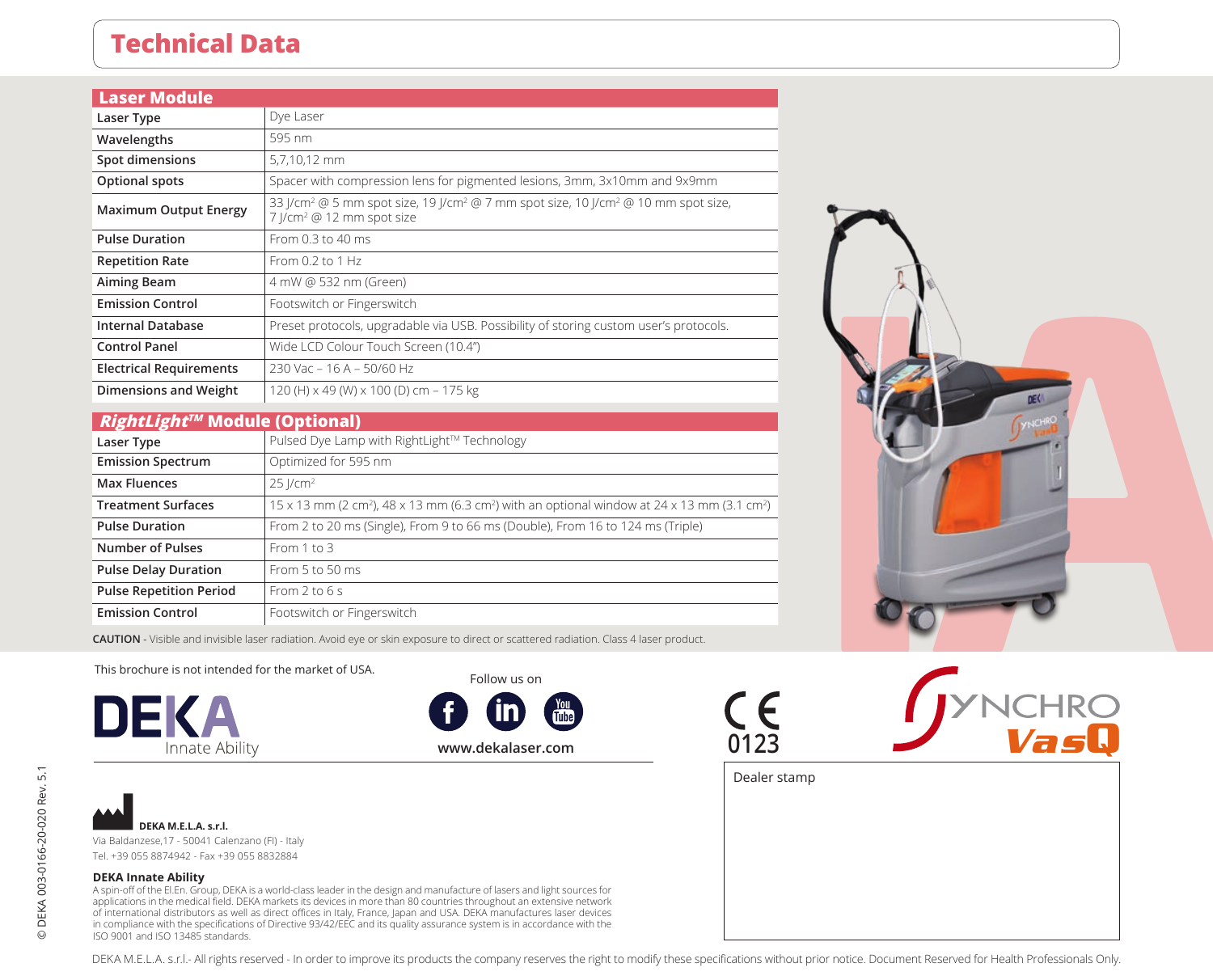# Technical Data

| Laser Module | |
|---|---|
| Laser Type | Dye Laser |
| Wavelengths | 595 nm |
| Spot dimensions | 5,7,10,12 mm |
| Optional spots | Spacer with compression lens for pigmented lesions, 3mm, 3x10mm and 9x9mm |
| Maximum Output Energy | 33 J/cm² @ 5 mm spot size, 19 J/cm² @ 7 mm spot size, 10 J/cm² @ 10 mm spot size, 7 J/cm² @ 12 mm spot size |
| Pulse Duration | From 0.3 to 40 ms |
| Repetition Rate | From 0.2 to 1 Hz |
| Aiming Beam | 4 mW @ 532 nm (Green) |
| Emission Control | Footswitch or Fingerswitch |
| Internal Database | Preset protocols, upgradable via USB. Possibility of storing custom user's protocols. |
| Control Panel | Wide LCD Colour Touch Screen (10.4") |
| Electrical Requirements | 230 Vac – 16 A – 50/60 Hz |
| Dimensions and Weight | 120 (H) x 49 (W) x 100 (D) cm – 175 kg |

| *RightLight™* Module (Optional) | |
|---|---|
| Laser Type | Pulsed Dye Lamp with RightLight™ Technology |
| Emission Spectrum | Optimized for 595 nm |
| Max Fluences | 25 J/cm² |
| Treatment Surfaces | 15 x 13 mm (2 cm²), 48 x 13 mm (6.3 cm²) with an optional window at 24 x 13 mm (3.1 cm²) |
| Pulse Duration | From 2 to 20 ms (Single), From 9 to 66 ms (Double), From 16 to 124 ms (Triple) |
| Number of Pulses | From 1 to 3 |
| Pulse Delay Duration | From 5 to 50 ms |
| Pulse Repetition Period | From 2 to 6 s |
| Emission Control | Footswitch or Fingerswitch |

**CAUTION** - Visible and invisible laser radiation. Avoid eye or skin exposure to direct or scattered radiation. Class 4 laser product.

This brochure is not intended for the market of USA.

DEKA Innate Ability

Follow us on

www.dekalaser.com

CE 0123

SYNCHRO VasQ

Dealer stamp

**DEKA M.E.L.A. s.r.l.**
Via Baldanzese,17 - 50041 Calenzano (FI) - Italy
Tel. +39 055 8874942 - Fax +39 055 8832884

**DEKA Innate Ability**
A spin-off of the El.En. Group, DEKA is a world-class leader in the design and manufacture of lasers and light sources for applications in the medical field. DEKA markets its devices in more than 80 countries throughout an extensive network of international distributors as well as direct offices in Italy, France, Japan and USA. DEKA manufactures laser devices in compliance with the specifications of Directive 93/42/EEC and its quality assurance system is in accordance with the ISO 9001 and ISO 13485 standards.

© DEKA 003-0166-20-020 Rev. 5.1

DEKA M.E.L.A. s.r.l.- All rights reserved - In order to improve its products the company reserves the right to modify these specifications without prior notice. Document Reserved for Health Professionals Only.